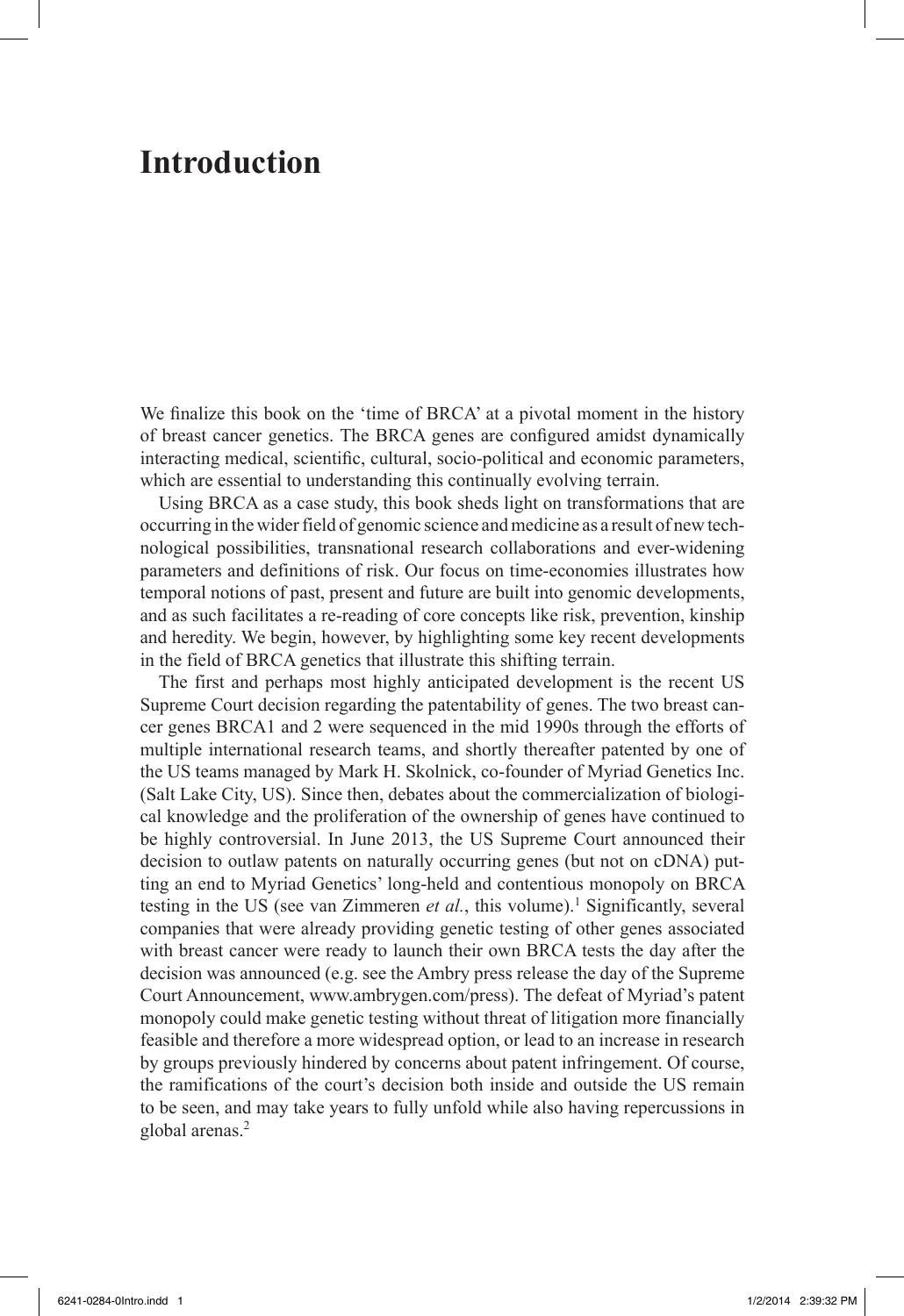# Introduction

We finalize this book on the 'time of BRCA' at a pivotal moment in the history of breast cancer genetics. The BRCA genes are configured amidst dynamically interacting medical, scientific, cultural, socio-political and economic parameters, which are essential to understanding this continually evolving terrain.

Using BRCA as a case study, this book sheds light on transformations that are occurring in the wider field of genomic science and medicine as a result of new technological possibilities, transnational research collaborations and ever-widening parameters and definitions of risk. Our focus on time-economies illustrates how temporal notions of past, present and future are built into genomic developments, and as such facilitates a re-reading of core concepts like risk, prevention, kinship and heredity. We begin, however, by highlighting some key recent developments in the field of BRCA genetics that illustrate this shifting terrain.

The first and perhaps most highly anticipated development is the recent US Supreme Court decision regarding the patentability of genes. The two breast cancer genes BRCA1 and 2 were sequenced in the mid 1990s through the efforts of multiple international research teams, and shortly thereafter patented by one of the US teams managed by Mark H. Skolnick, co-founder of Myriad Genetics Inc. (Salt Lake City, US). Since then, debates about the commercialization of biological knowledge and the proliferation of the ownership of genes have continued to be highly controversial. In June 2013, the US Supreme Court announced their decision to outlaw patents on naturally occurring genes (but not on cDNA) putting an end to Myriad Genetics' long-held and contentious monopoly on BRCA testing in the US (see van Zimmeren *et al.*, this volume).[1] Significantly, several companies that were already providing genetic testing of other genes associated with breast cancer were ready to launch their own BRCA tests the day after the decision was announced (e.g. see the Ambry press release the day of the Supreme Court Announcement, www.ambrygen.com/press). The defeat of Myriad's patent monopoly could make genetic testing without threat of litigation more financially feasible and therefore a more widespread option, or lead to an increase in research by groups previously hindered by concerns about patent infringement. Of course, the ramifications of the court's decision both inside and outside the US remain to be seen, and may take years to fully unfold while also having repercussions in global arenas.[2]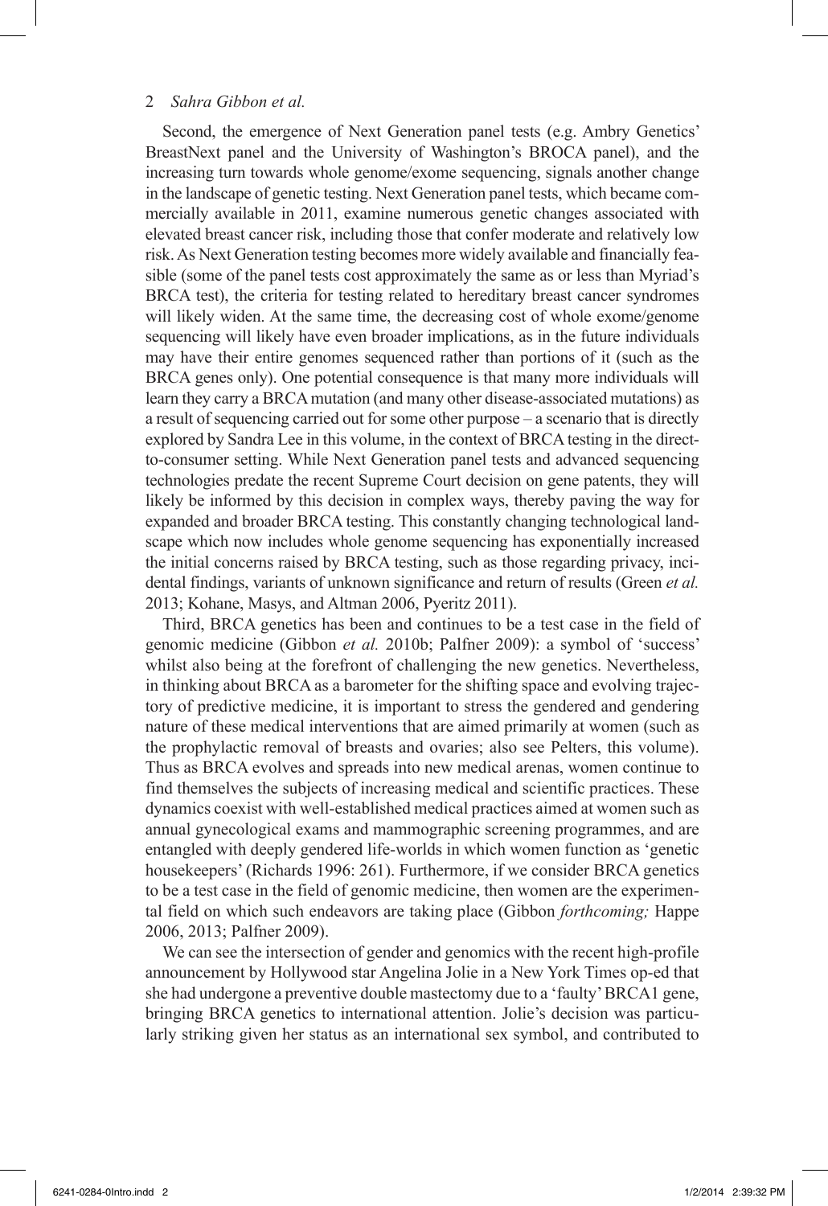Second, the emergence of Next Generation panel tests (e.g. Ambry Genetics' BreastNext panel and the University of Washington's BROCA panel), and the increasing turn towards whole genome/exome sequencing, signals another change in the landscape of genetic testing. Next Generation panel tests, which became commercially available in 2011, examine numerous genetic changes associated with elevated breast cancer risk, including those that confer moderate and relatively low risk. As Next Generation testing becomes more widely available and financially feasible (some of the panel tests cost approximately the same as or less than Myriad's BRCA test), the criteria for testing related to hereditary breast cancer syndromes will likely widen. At the same time, the decreasing cost of whole exome/genome sequencing will likely have even broader implications, as in the future individuals may have their entire genomes sequenced rather than portions of it (such as the BRCA genes only). One potential consequence is that many more individuals will learn they carry a BRCA mutation (and many other disease-associated mutations) as a result of sequencing carried out for some other purpose – a scenario that is directly explored by Sandra Lee in this volume, in the context of BRCA testing in the direct-to-consumer setting. While Next Generation panel tests and advanced sequencing technologies predate the recent Supreme Court decision on gene patents, they will likely be informed by this decision in complex ways, thereby paving the way for expanded and broader BRCA testing. This constantly changing technological landscape which now includes whole genome sequencing has exponentially increased the initial concerns raised by BRCA testing, such as those regarding privacy, incidental findings, variants of unknown significance and return of results (Green *et al.* 2013; Kohane, Masys, and Altman 2006, Pyeritz 2011).

Third, BRCA genetics has been and continues to be a test case in the field of genomic medicine (Gibbon *et al.* 2010b; Palfner 2009): a symbol of 'success' whilst also being at the forefront of challenging the new genetics. Nevertheless, in thinking about BRCA as a barometer for the shifting space and evolving trajectory of predictive medicine, it is important to stress the gendered and gendering nature of these medical interventions that are aimed primarily at women (such as the prophylactic removal of breasts and ovaries; also see Pelters, this volume). Thus as BRCA evolves and spreads into new medical arenas, women continue to find themselves the subjects of increasing medical and scientific practices. These dynamics coexist with well-established medical practices aimed at women such as annual gynecological exams and mammographic screening programmes, and are entangled with deeply gendered life-worlds in which women function as 'genetic housekeepers' (Richards 1996: 261). Furthermore, if we consider BRCA genetics to be a test case in the field of genomic medicine, then women are the experimental field on which such endeavors are taking place (Gibbon *forthcoming;* Happe 2006, 2013; Palfner 2009).

We can see the intersection of gender and genomics with the recent high-profile announcement by Hollywood star Angelina Jolie in a New York Times op-ed that she had undergone a preventive double mastectomy due to a 'faulty' BRCA1 gene, bringing BRCA genetics to international attention. Jolie's decision was particularly striking given her status as an international sex symbol, and contributed to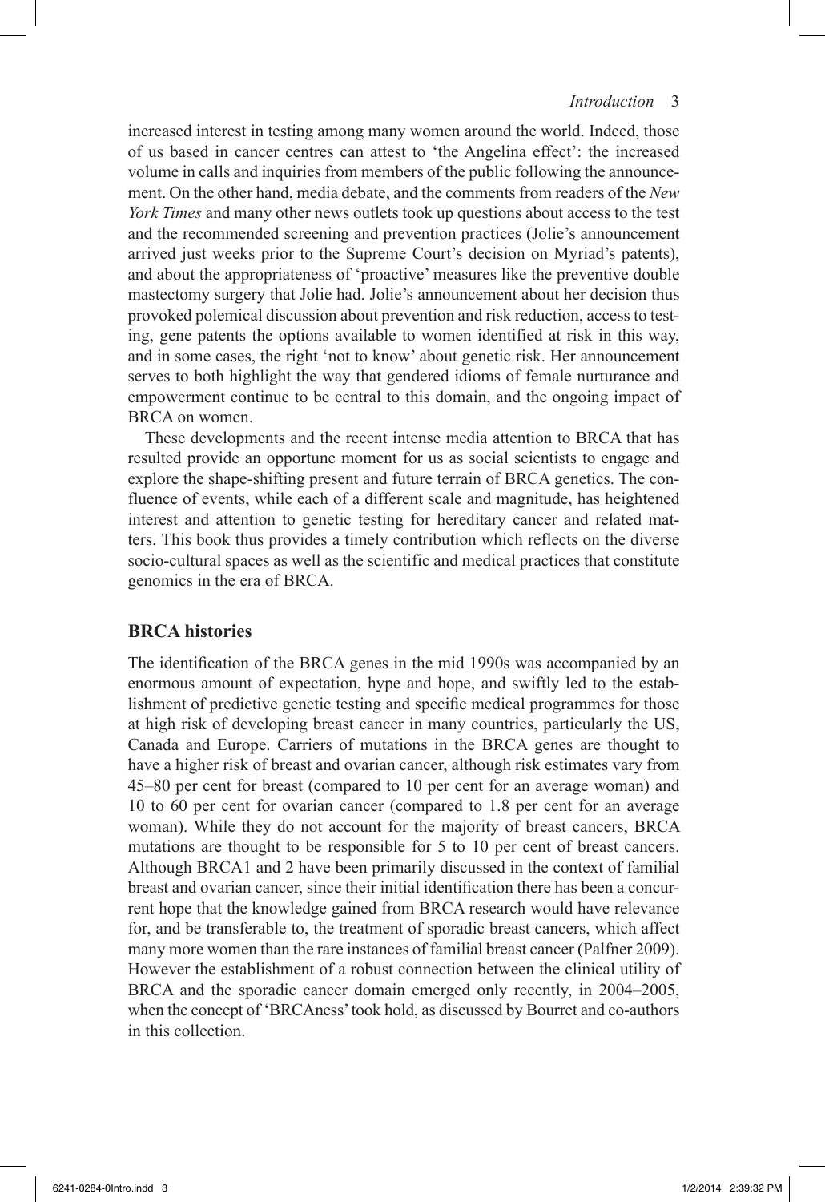increased interest in testing among many women around the world. Indeed, those of us based in cancer centres can attest to 'the Angelina effect': the increased volume in calls and inquiries from members of the public following the announcement. On the other hand, media debate, and the comments from readers of the *New York Times* and many other news outlets took up questions about access to the test and the recommended screening and prevention practices (Jolie's announcement arrived just weeks prior to the Supreme Court's decision on Myriad's patents), and about the appropriateness of 'proactive' measures like the preventive double mastectomy surgery that Jolie had. Jolie's announcement about her decision thus provoked polemical discussion about prevention and risk reduction, access to testing, gene patents the options available to women identified at risk in this way, and in some cases, the right 'not to know' about genetic risk. Her announcement serves to both highlight the way that gendered idioms of female nurturance and empowerment continue to be central to this domain, and the ongoing impact of BRCA on women.

These developments and the recent intense media attention to BRCA that has resulted provide an opportune moment for us as social scientists to engage and explore the shape-shifting present and future terrain of BRCA genetics. The confluence of events, while each of a different scale and magnitude, has heightened interest and attention to genetic testing for hereditary cancer and related matters. This book thus provides a timely contribution which reflects on the diverse socio-cultural spaces as well as the scientific and medical practices that constitute genomics in the era of BRCA.

## BRCA histories

The identification of the BRCA genes in the mid 1990s was accompanied by an enormous amount of expectation, hype and hope, and swiftly led to the establishment of predictive genetic testing and specific medical programmes for those at high risk of developing breast cancer in many countries, particularly the US, Canada and Europe. Carriers of mutations in the BRCA genes are thought to have a higher risk of breast and ovarian cancer, although risk estimates vary from 45–80 per cent for breast (compared to 10 per cent for an average woman) and 10 to 60 per cent for ovarian cancer (compared to 1.8 per cent for an average woman). While they do not account for the majority of breast cancers, BRCA mutations are thought to be responsible for 5 to 10 per cent of breast cancers. Although BRCA1 and 2 have been primarily discussed in the context of familial breast and ovarian cancer, since their initial identification there has been a concurrent hope that the knowledge gained from BRCA research would have relevance for, and be transferable to, the treatment of sporadic breast cancers, which affect many more women than the rare instances of familial breast cancer (Palfner 2009). However the establishment of a robust connection between the clinical utility of BRCA and the sporadic cancer domain emerged only recently, in 2004–2005, when the concept of 'BRCAness' took hold, as discussed by Bourret and co-authors in this collection.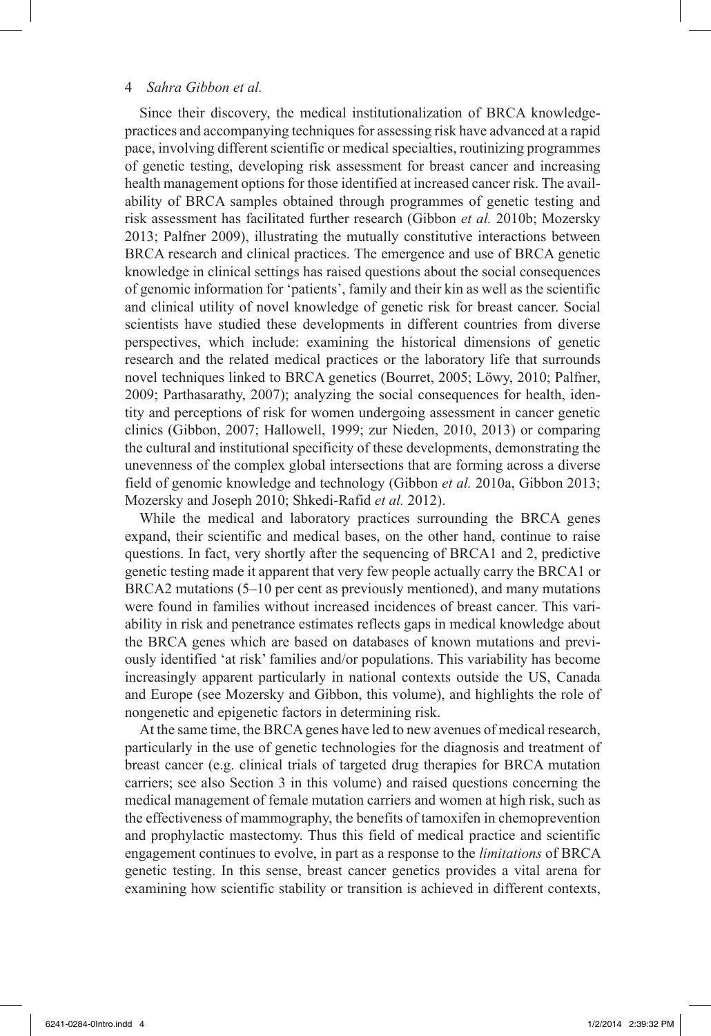Since their discovery, the medical institutionalization of BRCA knowledge-practices and accompanying techniques for assessing risk have advanced at a rapid pace, involving different scientific or medical specialties, routinizing programmes of genetic testing, developing risk assessment for breast cancer and increasing health management options for those identified at increased cancer risk. The availability of BRCA samples obtained through programmes of genetic testing and risk assessment has facilitated further research (Gibbon *et al.* 2010b; Mozersky 2013; Palfner 2009), illustrating the mutually constitutive interactions between BRCA research and clinical practices. The emergence and use of BRCA genetic knowledge in clinical settings has raised questions about the social consequences of genomic information for 'patients', family and their kin as well as the scientific and clinical utility of novel knowledge of genetic risk for breast cancer. Social scientists have studied these developments in different countries from diverse perspectives, which include: examining the historical dimensions of genetic research and the related medical practices or the laboratory life that surrounds novel techniques linked to BRCA genetics (Bourret, 2005; Löwy, 2010; Palfner, 2009; Parthasarathy, 2007); analyzing the social consequences for health, identity and perceptions of risk for women undergoing assessment in cancer genetic clinics (Gibbon, 2007; Hallowell, 1999; zur Nieden, 2010, 2013) or comparing the cultural and institutional specificity of these developments, demonstrating the unevenness of the complex global intersections that are forming across a diverse field of genomic knowledge and technology (Gibbon *et al.* 2010a, Gibbon 2013; Mozersky and Joseph 2010; Shkedi-Rafid *et al.* 2012).

While the medical and laboratory practices surrounding the BRCA genes expand, their scientific and medical bases, on the other hand, continue to raise questions. In fact, very shortly after the sequencing of BRCA1 and 2, predictive genetic testing made it apparent that very few people actually carry the BRCA1 or BRCA2 mutations (5–10 per cent as previously mentioned), and many mutations were found in families without increased incidences of breast cancer. This variability in risk and penetrance estimates reflects gaps in medical knowledge about the BRCA genes which are based on databases of known mutations and previously identified 'at risk' families and/or populations. This variability has become increasingly apparent particularly in national contexts outside the US, Canada and Europe (see Mozersky and Gibbon, this volume), and highlights the role of nongenetic and epigenetic factors in determining risk.

At the same time, the BRCA genes have led to new avenues of medical research, particularly in the use of genetic technologies for the diagnosis and treatment of breast cancer (e.g. clinical trials of targeted drug therapies for BRCA mutation carriers; see also Section 3 in this volume) and raised questions concerning the medical management of female mutation carriers and women at high risk, such as the effectiveness of mammography, the benefits of tamoxifen in chemoprevention and prophylactic mastectomy. Thus this field of medical practice and scientific engagement continues to evolve, in part as a response to the *limitations* of BRCA genetic testing. In this sense, breast cancer genetics provides a vital arena for examining how scientific stability or transition is achieved in different contexts,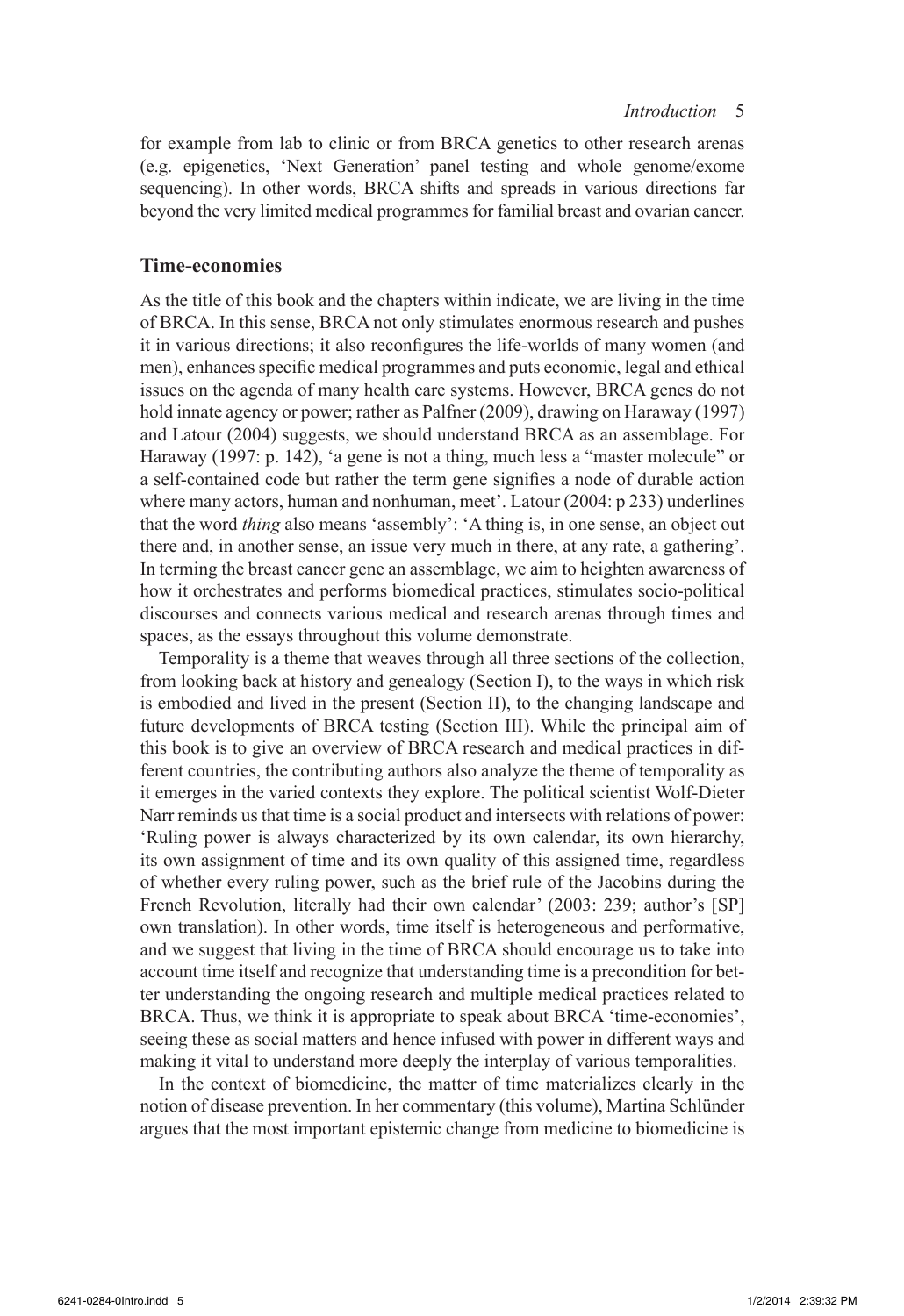for example from lab to clinic or from BRCA genetics to other research arenas (e.g. epigenetics, 'Next Generation' panel testing and whole genome/exome sequencing). In other words, BRCA shifts and spreads in various directions far beyond the very limited medical programmes for familial breast and ovarian cancer.

## Time-economies

As the title of this book and the chapters within indicate, we are living in the time of BRCA. In this sense, BRCA not only stimulates enormous research and pushes it in various directions; it also reconfigures the life-worlds of many women (and men), enhances specific medical programmes and puts economic, legal and ethical issues on the agenda of many health care systems. However, BRCA genes do not hold innate agency or power; rather as Palfner (2009), drawing on Haraway (1997) and Latour (2004) suggests, we should understand BRCA as an assemblage. For Haraway (1997: p. 142), 'a gene is not a thing, much less a "master molecule" or a self-contained code but rather the term gene signifies a node of durable action where many actors, human and nonhuman, meet'. Latour (2004: p 233) underlines that the word *thing* also means 'assembly': 'A thing is, in one sense, an object out there and, in another sense, an issue very much in there, at any rate, a gathering'. In terming the breast cancer gene an assemblage, we aim to heighten awareness of how it orchestrates and performs biomedical practices, stimulates socio-political discourses and connects various medical and research arenas through times and spaces, as the essays throughout this volume demonstrate.

Temporality is a theme that weaves through all three sections of the collection, from looking back at history and genealogy (Section I), to the ways in which risk is embodied and lived in the present (Section II), to the changing landscape and future developments of BRCA testing (Section III). While the principal aim of this book is to give an overview of BRCA research and medical practices in different countries, the contributing authors also analyze the theme of temporality as it emerges in the varied contexts they explore. The political scientist Wolf-Dieter Narr reminds us that time is a social product and intersects with relations of power: 'Ruling power is always characterized by its own calendar, its own hierarchy, its own assignment of time and its own quality of this assigned time, regardless of whether every ruling power, such as the brief rule of the Jacobins during the French Revolution, literally had their own calendar' (2003: 239; author's [SP] own translation). In other words, time itself is heterogeneous and performative, and we suggest that living in the time of BRCA should encourage us to take into account time itself and recognize that understanding time is a precondition for better understanding the ongoing research and multiple medical practices related to BRCA. Thus, we think it is appropriate to speak about BRCA 'time-economies', seeing these as social matters and hence infused with power in different ways and making it vital to understand more deeply the interplay of various temporalities.

In the context of biomedicine, the matter of time materializes clearly in the notion of disease prevention. In her commentary (this volume), Martina Schlünder argues that the most important epistemic change from medicine to biomedicine is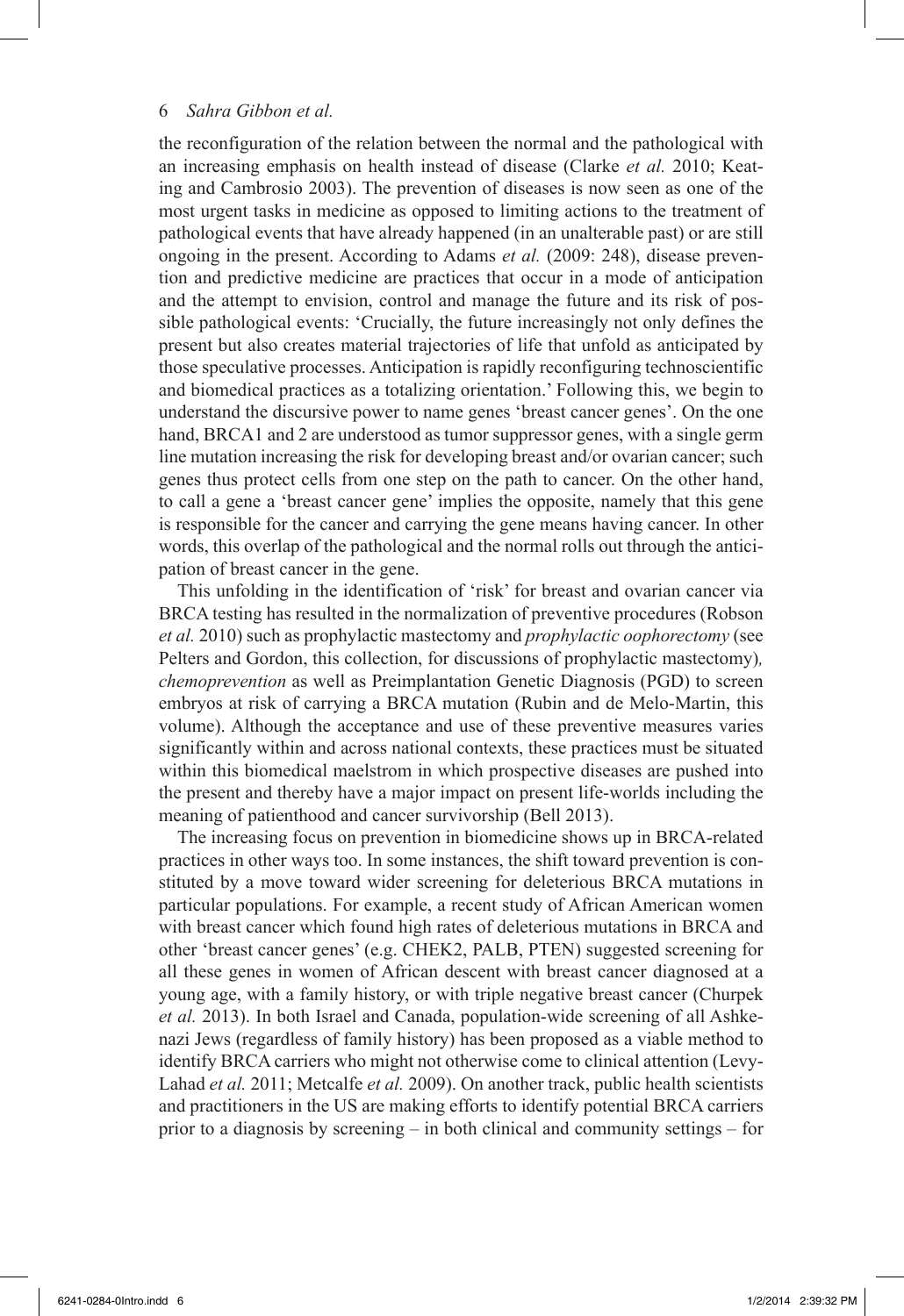the reconfiguration of the relation between the normal and the pathological with an increasing emphasis on health instead of disease (Clarke *et al.* 2010; Keating and Cambrosio 2003). The prevention of diseases is now seen as one of the most urgent tasks in medicine as opposed to limiting actions to the treatment of pathological events that have already happened (in an unalterable past) or are still ongoing in the present. According to Adams *et al.* (2009: 248), disease prevention and predictive medicine are practices that occur in a mode of anticipation and the attempt to envision, control and manage the future and its risk of possible pathological events: 'Crucially, the future increasingly not only defines the present but also creates material trajectories of life that unfold as anticipated by those speculative processes. Anticipation is rapidly reconfiguring technoscientific and biomedical practices as a totalizing orientation.' Following this, we begin to understand the discursive power to name genes 'breast cancer genes'. On the one hand, BRCA1 and 2 are understood as tumor suppressor genes, with a single germ line mutation increasing the risk for developing breast and/or ovarian cancer; such genes thus protect cells from one step on the path to cancer. On the other hand, to call a gene a 'breast cancer gene' implies the opposite, namely that this gene is responsible for the cancer and carrying the gene means having cancer. In other words, this overlap of the pathological and the normal rolls out through the anticipation of breast cancer in the gene.

This unfolding in the identification of 'risk' for breast and ovarian cancer via BRCA testing has resulted in the normalization of preventive procedures (Robson *et al.* 2010) such as prophylactic mastectomy and *prophylactic oophorectomy* (see Pelters and Gordon, this collection, for discussions of prophylactic mastectomy)*, chemoprevention* as well as Preimplantation Genetic Diagnosis (PGD) to screen embryos at risk of carrying a BRCA mutation (Rubin and de Melo-Martin, this volume). Although the acceptance and use of these preventive measures varies significantly within and across national contexts, these practices must be situated within this biomedical maelstrom in which prospective diseases are pushed into the present and thereby have a major impact on present life-worlds including the meaning of patienthood and cancer survivorship (Bell 2013).

The increasing focus on prevention in biomedicine shows up in BRCA-related practices in other ways too. In some instances, the shift toward prevention is constituted by a move toward wider screening for deleterious BRCA mutations in particular populations. For example, a recent study of African American women with breast cancer which found high rates of deleterious mutations in BRCA and other 'breast cancer genes' (e.g. CHEK2, PALB, PTEN) suggested screening for all these genes in women of African descent with breast cancer diagnosed at a young age, with a family history, or with triple negative breast cancer (Churpek *et al.* 2013). In both Israel and Canada, population-wide screening of all Ashkenazi Jews (regardless of family history) has been proposed as a viable method to identify BRCA carriers who might not otherwise come to clinical attention (Levy-Lahad *et al.* 2011; Metcalfe *et al.* 2009). On another track, public health scientists and practitioners in the US are making efforts to identify potential BRCA carriers prior to a diagnosis by screening – in both clinical and community settings – for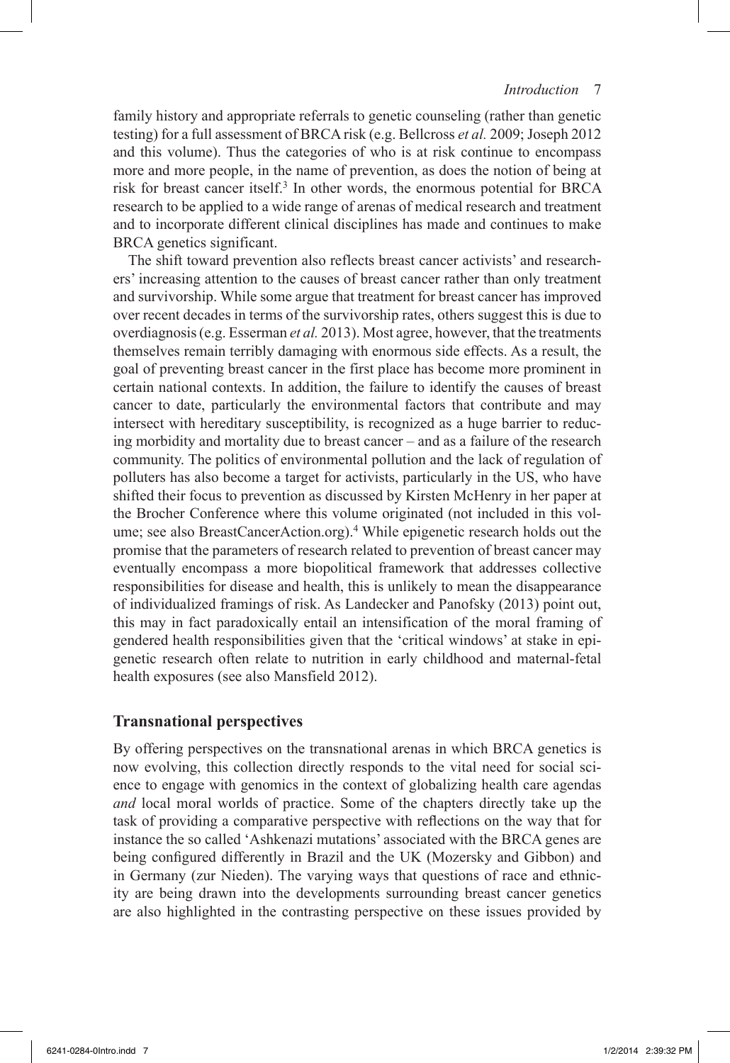family history and appropriate referrals to genetic counseling (rather than genetic testing) for a full assessment of BRCA risk (e.g. Bellcross *et al.* 2009; Joseph 2012 and this volume). Thus the categories of who is at risk continue to encompass more and more people, in the name of prevention, as does the notion of being at risk for breast cancer itself.[3] In other words, the enormous potential for BRCA research to be applied to a wide range of arenas of medical research and treatment and to incorporate different clinical disciplines has made and continues to make BRCA genetics significant.

The shift toward prevention also reflects breast cancer activists' and researchers' increasing attention to the causes of breast cancer rather than only treatment and survivorship. While some argue that treatment for breast cancer has improved over recent decades in terms of the survivorship rates, others suggest this is due to overdiagnosis (e.g. Esserman *et al.* 2013). Most agree, however, that the treatments themselves remain terribly damaging with enormous side effects. As a result, the goal of preventing breast cancer in the first place has become more prominent in certain national contexts. In addition, the failure to identify the causes of breast cancer to date, particularly the environmental factors that contribute and may intersect with hereditary susceptibility, is recognized as a huge barrier to reducing morbidity and mortality due to breast cancer – and as a failure of the research community. The politics of environmental pollution and the lack of regulation of polluters has also become a target for activists, particularly in the US, who have shifted their focus to prevention as discussed by Kirsten McHenry in her paper at the Brocher Conference where this volume originated (not included in this volume; see also BreastCancerAction.org).[4] While epigenetic research holds out the promise that the parameters of research related to prevention of breast cancer may eventually encompass a more biopolitical framework that addresses collective responsibilities for disease and health, this is unlikely to mean the disappearance of individualized framings of risk. As Landecker and Panofsky (2013) point out, this may in fact paradoxically entail an intensification of the moral framing of gendered health responsibilities given that the 'critical windows' at stake in epigenetic research often relate to nutrition in early childhood and maternal-fetal health exposures (see also Mansfield 2012).

## Transnational perspectives

By offering perspectives on the transnational arenas in which BRCA genetics is now evolving, this collection directly responds to the vital need for social science to engage with genomics in the context of globalizing health care agendas *and* local moral worlds of practice. Some of the chapters directly take up the task of providing a comparative perspective with reflections on the way that for instance the so called 'Ashkenazi mutations' associated with the BRCA genes are being configured differently in Brazil and the UK (Mozersky and Gibbon) and in Germany (zur Nieden). The varying ways that questions of race and ethnicity are being drawn into the developments surrounding breast cancer genetics are also highlighted in the contrasting perspective on these issues provided by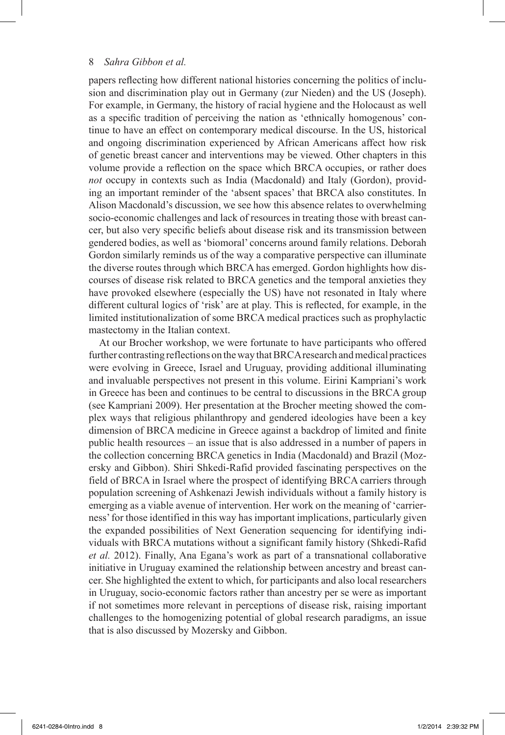papers reflecting how different national histories concerning the politics of inclusion and discrimination play out in Germany (zur Nieden) and the US (Joseph). For example, in Germany, the history of racial hygiene and the Holocaust as well as a specific tradition of perceiving the nation as 'ethnically homogenous' continue to have an effect on contemporary medical discourse. In the US, historical and ongoing discrimination experienced by African Americans affect how risk of genetic breast cancer and interventions may be viewed. Other chapters in this volume provide a reflection on the space which BRCA occupies, or rather does *not* occupy in contexts such as India (Macdonald) and Italy (Gordon), providing an important reminder of the 'absent spaces' that BRCA also constitutes. In Alison Macdonald's discussion, we see how this absence relates to overwhelming socio-economic challenges and lack of resources in treating those with breast cancer, but also very specific beliefs about disease risk and its transmission between gendered bodies, as well as 'biomoral' concerns around family relations. Deborah Gordon similarly reminds us of the way a comparative perspective can illuminate the diverse routes through which BRCA has emerged. Gordon highlights how discourses of disease risk related to BRCA genetics and the temporal anxieties they have provoked elsewhere (especially the US) have not resonated in Italy where different cultural logics of 'risk' are at play. This is reflected, for example, in the limited institutionalization of some BRCA medical practices such as prophylactic mastectomy in the Italian context.

At our Brocher workshop, we were fortunate to have participants who offered further contrasting reflections on the way that BRCA research and medical practices were evolving in Greece, Israel and Uruguay, providing additional illuminating and invaluable perspectives not present in this volume. Eirini Kampriani's work in Greece has been and continues to be central to discussions in the BRCA group (see Kampriani 2009). Her presentation at the Brocher meeting showed the complex ways that religious philanthropy and gendered ideologies have been a key dimension of BRCA medicine in Greece against a backdrop of limited and finite public health resources – an issue that is also addressed in a number of papers in the collection concerning BRCA genetics in India (Macdonald) and Brazil (Mozersky and Gibbon). Shiri Shkedi-Rafid provided fascinating perspectives on the field of BRCA in Israel where the prospect of identifying BRCA carriers through population screening of Ashkenazi Jewish individuals without a family history is emerging as a viable avenue of intervention. Her work on the meaning of 'carrierness' for those identified in this way has important implications, particularly given the expanded possibilities of Next Generation sequencing for identifying individuals with BRCA mutations without a significant family history (Shkedi-Rafid *et al.* 2012). Finally, Ana Egana's work as part of a transnational collaborative initiative in Uruguay examined the relationship between ancestry and breast cancer. She highlighted the extent to which, for participants and also local researchers in Uruguay, socio-economic factors rather than ancestry per se were as important if not sometimes more relevant in perceptions of disease risk, raising important challenges to the homogenizing potential of global research paradigms, an issue that is also discussed by Mozersky and Gibbon.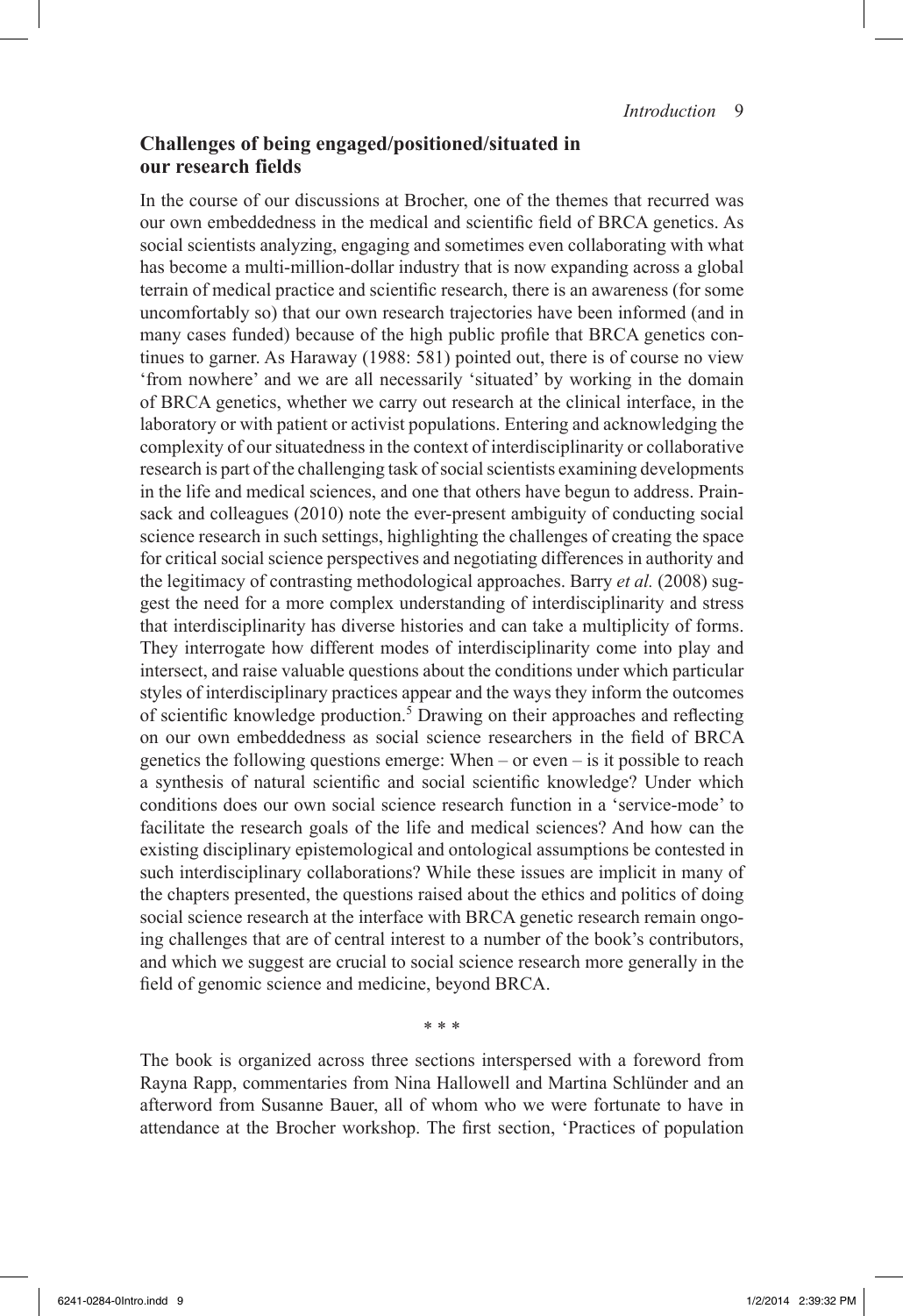## Challenges of being engaged/positioned/situated in our research fields

In the course of our discussions at Brocher, one of the themes that recurred was our own embeddedness in the medical and scientific field of BRCA genetics. As social scientists analyzing, engaging and sometimes even collaborating with what has become a multi-million-dollar industry that is now expanding across a global terrain of medical practice and scientific research, there is an awareness (for some uncomfortably so) that our own research trajectories have been informed (and in many cases funded) because of the high public profile that BRCA genetics continues to garner. As Haraway (1988: 581) pointed out, there is of course no view 'from nowhere' and we are all necessarily 'situated' by working in the domain of BRCA genetics, whether we carry out research at the clinical interface, in the laboratory or with patient or activist populations. Entering and acknowledging the complexity of our situatedness in the context of interdisciplinarity or collaborative research is part of the challenging task of social scientists examining developments in the life and medical sciences, and one that others have begun to address. Prainsack and colleagues (2010) note the ever-present ambiguity of conducting social science research in such settings, highlighting the challenges of creating the space for critical social science perspectives and negotiating differences in authority and the legitimacy of contrasting methodological approaches. Barry *et al.* (2008) suggest the need for a more complex understanding of interdisciplinarity and stress that interdisciplinarity has diverse histories and can take a multiplicity of forms. They interrogate how different modes of interdisciplinarity come into play and intersect, and raise valuable questions about the conditions under which particular styles of interdisciplinary practices appear and the ways they inform the outcomes of scientific knowledge production.[5] Drawing on their approaches and reflecting on our own embeddedness as social science researchers in the field of BRCA genetics the following questions emerge: When – or even – is it possible to reach a synthesis of natural scientific and social scientific knowledge? Under which conditions does our own social science research function in a 'service-mode' to facilitate the research goals of the life and medical sciences? And how can the existing disciplinary epistemological and ontological assumptions be contested in such interdisciplinary collaborations? While these issues are implicit in many of the chapters presented, the questions raised about the ethics and politics of doing social science research at the interface with BRCA genetic research remain ongoing challenges that are of central interest to a number of the book's contributors, and which we suggest are crucial to social science research more generally in the field of genomic science and medicine, beyond BRCA.

\* \* \*

The book is organized across three sections interspersed with a foreword from Rayna Rapp, commentaries from Nina Hallowell and Martina Schlünder and an afterword from Susanne Bauer, all of whom who we were fortunate to have in attendance at the Brocher workshop. The first section, 'Practices of population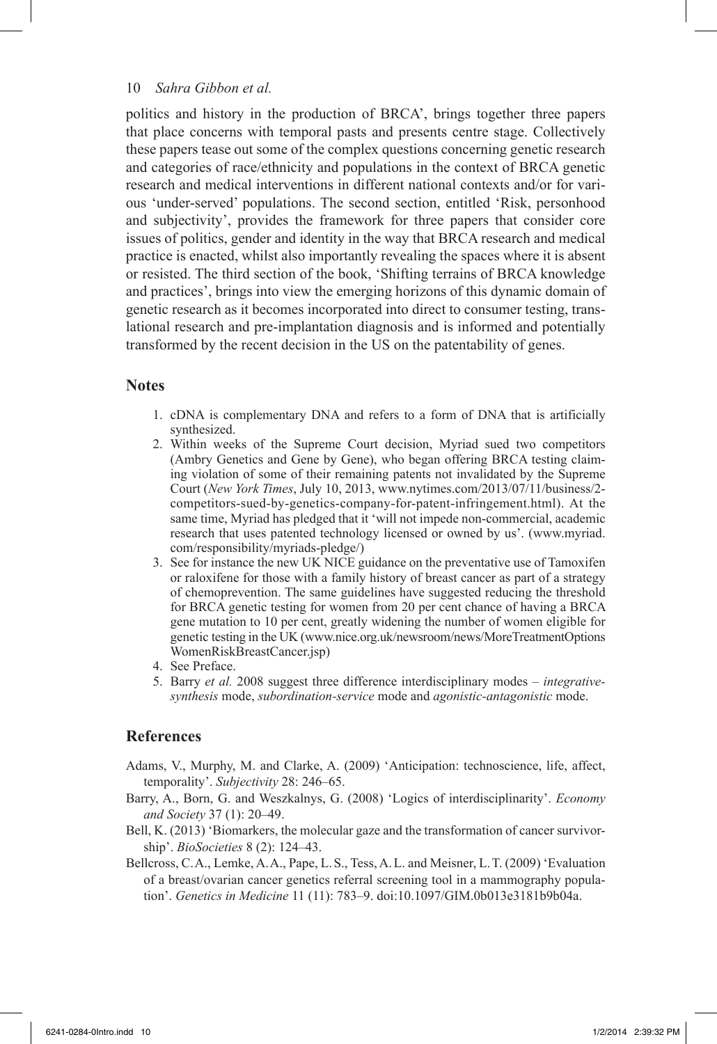politics and history in the production of BRCA', brings together three papers that place concerns with temporal pasts and presents centre stage. Collectively these papers tease out some of the complex questions concerning genetic research and categories of race/ethnicity and populations in the context of BRCA genetic research and medical interventions in different national contexts and/or for various 'under-served' populations. The second section, entitled 'Risk, personhood and subjectivity', provides the framework for three papers that consider core issues of politics, gender and identity in the way that BRCA research and medical practice is enacted, whilst also importantly revealing the spaces where it is absent or resisted. The third section of the book, 'Shifting terrains of BRCA knowledge and practices', brings into view the emerging horizons of this dynamic domain of genetic research as it becomes incorporated into direct to consumer testing, translational research and pre-implantation diagnosis and is informed and potentially transformed by the recent decision in the US on the patentability of genes.

## Notes

1. cDNA is complementary DNA and refers to a form of DNA that is artificially synthesized.
2. Within weeks of the Supreme Court decision, Myriad sued two competitors (Ambry Genetics and Gene by Gene), who began offering BRCA testing claiming violation of some of their remaining patents not invalidated by the Supreme Court (*New York Times*, July 10, 2013, www.nytimes.com/2013/07/11/business/2-competitors-sued-by-genetics-company-for-patent-infringement.html). At the same time, Myriad has pledged that it 'will not impede non-commercial, academic research that uses patented technology licensed or owned by us'. (www.myriad.com/responsibility/myriads-pledge/)
3. See for instance the new UK NICE guidance on the preventative use of Tamoxifen or raloxifene for those with a family history of breast cancer as part of a strategy of chemoprevention. The same guidelines have suggested reducing the threshold for BRCA genetic testing for women from 20 per cent chance of having a BRCA gene mutation to 10 per cent, greatly widening the number of women eligible for genetic testing in the UK (www.nice.org.uk/newsroom/news/MoreTreatmentOptionsWomenRiskBreastCancer.jsp)
4. See Preface.
5. Barry *et al.* 2008 suggest three difference interdisciplinary modes – *integrative-synthesis* mode, *subordination-service* mode and *agonistic-antagonistic* mode.

## References

Adams, V., Murphy, M. and Clarke, A. (2009) 'Anticipation: technoscience, life, affect, temporality'. *Subjectivity* 28: 246–65.

Barry, A., Born, G. and Weszkalnys, G. (2008) 'Logics of interdisciplinarity'. *Economy and Society* 37 (1): 20–49.

Bell, K. (2013) 'Biomarkers, the molecular gaze and the transformation of cancer survivorship'. *BioSocieties* 8 (2): 124–43.

Bellcross, C.A., Lemke, A.A., Pape, L.S., Tess, A.L. and Meisner, L.T. (2009) 'Evaluation of a breast/ovarian cancer genetics referral screening tool in a mammography population'. *Genetics in Medicine* 11 (11): 783–9. doi:10.1097/GIM.0b013e3181b9b04a.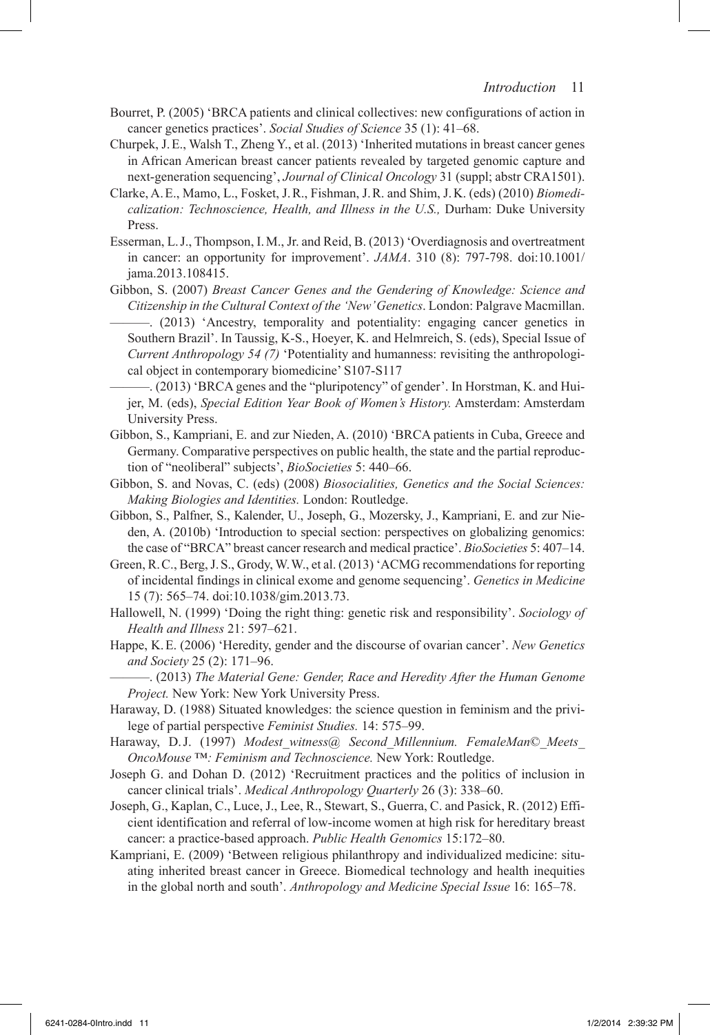Bourret, P. (2005) 'BRCA patients and clinical collectives: new configurations of action in cancer genetics practices'. *Social Studies of Science* 35 (1): 41–68.

Churpek, J. E., Walsh T., Zheng Y., et al. (2013) 'Inherited mutations in breast cancer genes in African American breast cancer patients revealed by targeted genomic capture and next-generation sequencing', *Journal of Clinical Oncology* 31 (suppl; abstr CRA1501).

Clarke, A. E., Mamo, L., Fosket, J. R., Fishman, J. R. and Shim, J. K. (eds) (2010) *Biomedicalization: Technoscience, Health, and Illness in the U.S.,* Durham: Duke University Press.

Esserman, L. J., Thompson, I. M., Jr. and Reid, B. (2013) 'Overdiagnosis and overtreatment in cancer: an opportunity for improvement'. *JAMA*. 310 (8): 797-798. doi:10.1001/jama.2013.108415.

Gibbon, S. (2007) *Breast Cancer Genes and the Gendering of Knowledge: Science and Citizenship in the Cultural Context of the 'New' Genetics*. London: Palgrave Macmillan.

———. (2013) 'Ancestry, temporality and potentiality: engaging cancer genetics in Southern Brazil'. In Taussig, K-S., Hoeyer, K. and Helmreich, S. (eds), Special Issue of *Current Anthropology 54 (7)* 'Potentiality and humanness: revisiting the anthropological object in contemporary biomedicine' S107-S117

———. (2013) 'BRCA genes and the "pluripotency" of gender'. In Horstman, K. and Huijer, M. (eds), *Special Edition Year Book of Women's History.* Amsterdam: Amsterdam University Press.

Gibbon, S., Kampriani, E. and zur Nieden, A. (2010) 'BRCA patients in Cuba, Greece and Germany. Comparative perspectives on public health, the state and the partial reproduction of "neoliberal" subjects', *BioSocieties* 5: 440–66.

Gibbon, S. and Novas, C. (eds) (2008) *Biosocialities, Genetics and the Social Sciences: Making Biologies and Identities.* London: Routledge.

Gibbon, S., Palfner, S., Kalender, U., Joseph, G., Mozersky, J., Kampriani, E. and zur Nieden, A. (2010b) 'Introduction to special section: perspectives on globalizing genomics: the case of "BRCA" breast cancer research and medical practice'. *BioSocieties* 5: 407–14.

Green, R. C., Berg, J. S., Grody, W. W., et al. (2013) 'ACMG recommendations for reporting of incidental findings in clinical exome and genome sequencing'. *Genetics in Medicine* 15 (7): 565–74. doi:10.1038/gim.2013.73.

Hallowell, N. (1999) 'Doing the right thing: genetic risk and responsibility'. *Sociology of Health and Illness* 21: 597–621.

Happe, K. E. (2006) 'Heredity, gender and the discourse of ovarian cancer'. *New Genetics and Society* 25 (2): 171–96.

———. (2013) *The Material Gene: Gender, Race and Heredity After the Human Genome Project.* New York: New York University Press.

Haraway, D. (1988) Situated knowledges: the science question in feminism and the privilege of partial perspective *Feminist Studies.* 14: 575–99.

Haraway, D. J. (1997) *Modest_witness@ Second_Millennium. FemaleMan©_Meets_OncoMouse ™: Feminism and Technoscience.* New York: Routledge.

Joseph G. and Dohan D. (2012) 'Recruitment practices and the politics of inclusion in cancer clinical trials'. *Medical Anthropology Quarterly* 26 (3): 338–60.

Joseph, G., Kaplan, C., Luce, J., Lee, R., Stewart, S., Guerra, C. and Pasick, R. (2012) Efficient identification and referral of low-income women at high risk for hereditary breast cancer: a practice-based approach. *Public Health Genomics* 15:172–80.

Kampriani, E. (2009) 'Between religious philanthropy and individualized medicine: situating inherited breast cancer in Greece. Biomedical technology and health inequities in the global north and south'. *Anthropology and Medicine Special Issue* 16: 165–78.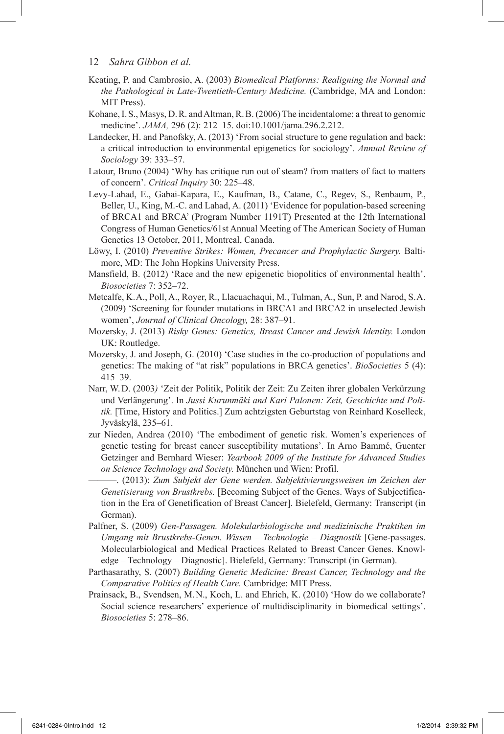Keating, P. and Cambrosio, A. (2003) *Biomedical Platforms: Realigning the Normal and the Pathological in Late-Twentieth-Century Medicine.* (Cambridge, MA and London: MIT Press).

Kohane, I. S., Masys, D. R. and Altman, R. B. (2006) The incidentalome: a threat to genomic medicine'. *JAMA,* 296 (2): 212–15. doi:10.1001/jama.296.2.212.

Landecker, H. and Panofsky, A. (2013) 'From social structure to gene regulation and back: a critical introduction to environmental epigenetics for sociology'. *Annual Review of Sociology* 39: 333–57.

Latour, Bruno (2004) 'Why has critique run out of steam? from matters of fact to matters of concern'. *Critical Inquiry* 30: 225–48.

Levy-Lahad, E., Gabai-Kapara, E., Kaufman, B., Catane, C., Regev, S., Renbaum, P., Beller, U., King, M.-C. and Lahad, A. (2011) 'Evidence for population-based screening of BRCA1 and BRCA' (Program Number 1191T) Presented at the 12th International Congress of Human Genetics/61st Annual Meeting of The American Society of Human Genetics 13 October, 2011, Montreal, Canada.

Löwy, I. (2010) *Preventive Strikes: Women, Precancer and Prophylactic Surgery.* Baltimore, MD: The John Hopkins University Press.

Mansfield, B. (2012) 'Race and the new epigenetic biopolitics of environmental health'. *Biosocieties* 7: 352–72.

Metcalfe, K. A., Poll, A., Royer, R., Llacuachaqui, M., Tulman, A., Sun, P. and Narod, S. A. (2009) 'Screening for founder mutations in BRCA1 and BRCA2 in unselected Jewish women', *Journal of Clinical Oncology,* 28: 387–91.

Mozersky, J. (2013) *Risky Genes: Genetics, Breast Cancer and Jewish Identity.* London UK: Routledge.

Mozersky, J. and Joseph, G. (2010) 'Case studies in the co-production of populations and genetics: The making of "at risk" populations in BRCA genetics'. *BioSocieties* 5 (4): 415–39.

Narr, W. D. (2003*)* 'Zeit der Politik, Politik der Zeit: Zu Zeiten ihrer globalen Verkürzung und Verlängerung'. In *Jussi Kurunmäki and Kari Palonen: Zeit, Geschichte und Politik.* [Time, History and Politics.] Zum achtzigsten Geburtstag von Reinhard Koselleck, Jyväskylä, 235–61.

zur Nieden, Andrea (2010) 'The embodiment of genetic risk. Women's experiences of genetic testing for breast cancer susceptibility mutations'. In Arno Bammé, Guenter Getzinger and Bernhard Wieser: *Yearbook 2009 of the Institute for Advanced Studies on Science Technology and Society.* München und Wien: Profil.

———. (2013): *Zum Subjekt der Gene werden. Subjektivierungsweisen im Zeichen der Genetisierung von Brustkrebs.* [Becoming Subject of the Genes. Ways of Subjectification in the Era of Genetification of Breast Cancer]. Bielefeld, Germany: Transcript (in German).

Palfner, S. (2009) *Gen-Passagen. Molekularbiologische und medizinische Praktiken im Umgang mit Brustkrebs-Genen. Wissen – Technologie – Diagnostik* [Gene-passages. Molecularbiological and Medical Practices Related to Breast Cancer Genes. Knowledge – Technology – Diagnostic]. Bielefeld, Germany: Transcript (in German).

Parthasarathy, S. (2007) *Building Genetic Medicine: Breast Cancer, Technology and the Comparative Politics of Health Care.* Cambridge: MIT Press.

Prainsack, B., Svendsen, M. N., Koch, L. and Ehrich, K. (2010) 'How do we collaborate? Social science researchers' experience of multidisciplinarity in biomedical settings'. *Biosocieties* 5: 278–86.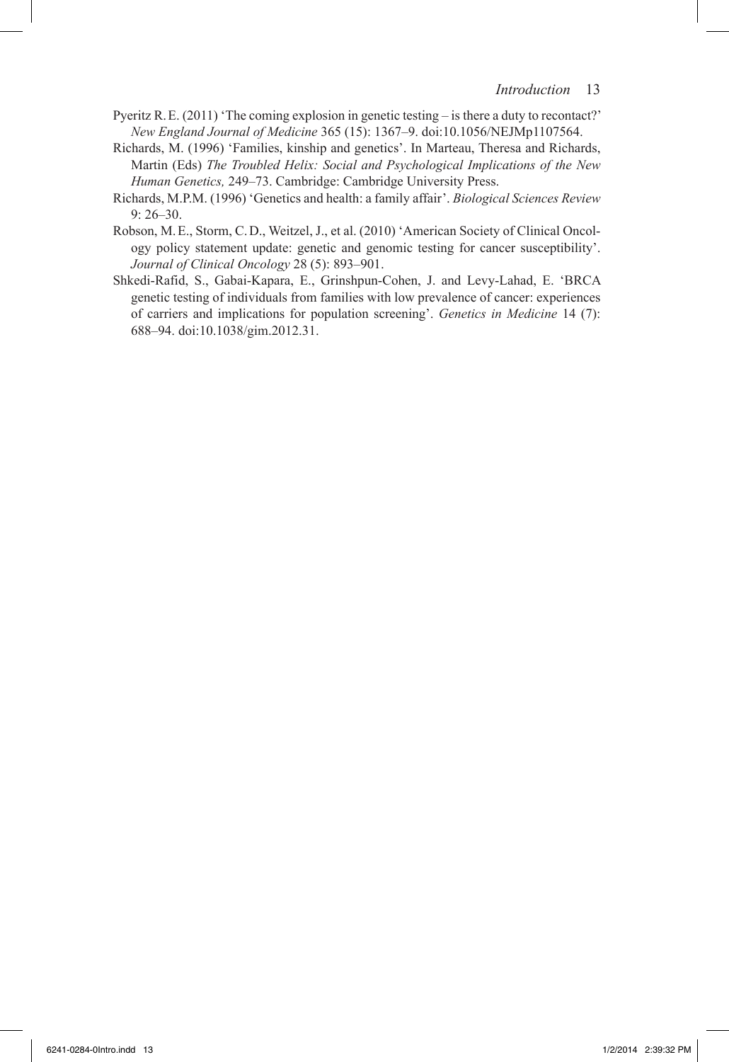Pyeritz R. E. (2011) 'The coming explosion in genetic testing – is there a duty to recontact?' *New England Journal of Medicine* 365 (15): 1367–9. doi:10.1056/NEJMp1107564.

Richards, M. (1996) 'Families, kinship and genetics'. In Marteau, Theresa and Richards, Martin (Eds) *The Troubled Helix: Social and Psychological Implications of the New Human Genetics,* 249–73. Cambridge: Cambridge University Press.

Richards, M.P.M. (1996) 'Genetics and health: a family affair'. *Biological Sciences Review* 9: 26–30.

Robson, M. E., Storm, C. D., Weitzel, J., et al. (2010) 'American Society of Clinical Oncology policy statement update: genetic and genomic testing for cancer susceptibility'. *Journal of Clinical Oncology* 28 (5): 893–901.

Shkedi-Rafid, S., Gabai-Kapara, E., Grinshpun-Cohen, J. and Levy-Lahad, E. 'BRCA genetic testing of individuals from families with low prevalence of cancer: experiences of carriers and implications for population screening'. *Genetics in Medicine* 14 (7): 688–94. doi:10.1038/gim.2012.31.